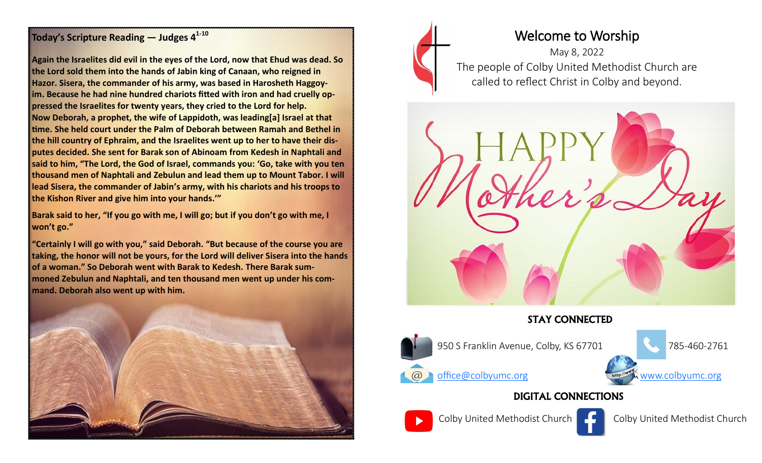## Today's Scripture Reading — Judges 4[1-10]

**Again the Israelites did evil in the eyes of the Lord, now that Ehud was dead. So the Lord sold them into the hands of Jabin king of Canaan, who reigned in Hazor. Sisera, the commander of his army, was based in Harosheth Haggoyim. Because he had nine hundred chariots fitted with iron and had cruelly oppressed the Israelites for twenty years, they cried to the Lord for help. Now Deborah, a prophet, the wife of Lappidoth, was leading[a] Israel at that time. She held court under the Palm of Deborah between Ramah and Bethel in the hill country of Ephraim, and the Israelites went up to her to have their disputes decided. She sent for Barak son of Abinoam from Kedesh in Naphtali and said to him, "The Lord, the God of Israel, commands you: 'Go, take with you ten thousand men of Naphtali and Zebulun and lead them up to Mount Tabor. I will lead Sisera, the commander of Jabin's army, with his chariots and his troops to the Kishon River and give him into your hands.'"**

**Barak said to her, "If you go with me, I will go; but if you don't go with me, I won't go."**

**"Certainly I will go with you," said Deborah. "But because of the course you are taking, the honor will not be yours, for the Lord will deliver Sisera into the hands of a woman." So Deborah went with Barak to Kedesh. There Barak summoned Zebulun and Naphtali, and ten thousand men went up under his command. Deborah also went up with him.**

# Welcome to Worship

May 8, 2022

The people of Colby United Methodist Church are called to reflect Christ in Colby and beyond.

HAPPY Mother's Day

## STAY CONNECTED

950 S Franklin Avenue, Colby, KS 67701

785-460-2761

office@colbyumc.org

www.colbyumc.org

## DIGITAL CONNECTIONS

Colby United Methodist Church

Colby United Methodist Church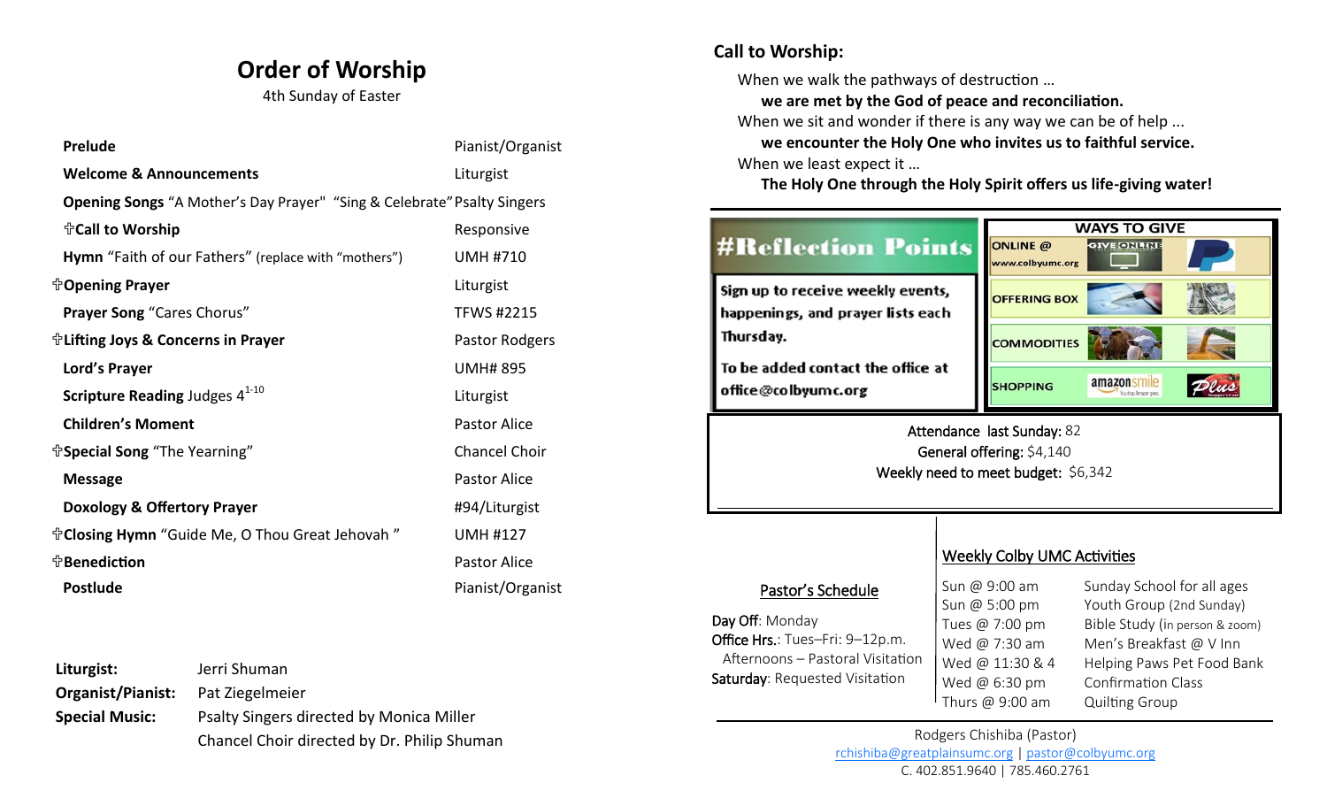# Order of Worship

4th Sunday of Easter

| | |
|---|---|
| **Prelude** | Pianist/Organist |
| **Welcome & Announcements** | Liturgist |
| **Opening Songs** "A Mother's Day Prayer" "Sing & Celebrate" | Psalty Singers |
| ✞**Call to Worship** | Responsive |
| **Hymn** "Faith of our Fathers" (replace with "mothers") | UMH #710 |
| ✞**Opening Prayer** | Liturgist |
| **Prayer Song** "Cares Chorus" | TFWS #2215 |
| ✞**Lifting Joys & Concerns in Prayer** | Pastor Rodgers |
| **Lord's Prayer** | UMH# 895 |
| **Scripture Reading** Judges 4[1-10] | Liturgist |
| **Children's Moment** | Pastor Alice |
| ✞**Special Song** "The Yearning" | Chancel Choir |
| **Message** | Pastor Alice |
| **Doxology & Offertory Prayer** | #94/Liturgist |
| ✞**Closing Hymn** "Guide Me, O Thou Great Jehovah" | UMH #127 |
| ✞**Benediction** | Pastor Alice |
| **Postlude** | Pianist/Organist |

**Liturgist:** Jerri Shuman
**Organist/Pianist:** Pat Ziegelmeier
**Special Music:** Psalty Singers directed by Monica Miller
Chancel Choir directed by Dr. Philip Shuman

## Call to Worship:

When we walk the pathways of destruction …
**we are met by the God of peace and reconciliation.**
When we sit and wonder if there is any way we can be of help ...
**we encounter the Holy One who invites us to faithful service.**
When we least expect it …
**The Holy One through the Holy Spirit offers us life-giving water!**

## #Reflection Points

Sign up to receive weekly events, happenings, and prayer lists each Thursday.

To be added contact the office at office@colbyumc.org

## WAYS TO GIVE

- ONLINE @ www.colbyumc.org — GIVE ONLINE
- OFFERING BOX
- COMMODITIES
- SHOPPING — amazonsmile, Plus

Attendance last Sunday: 82
General offering: $4,140
Weekly need to meet budget: $6,342

### Pastor's Schedule

Day Off: Monday
Office Hrs.: Tues–Fri: 9–12p.m.
Afternoons – Pastoral Visitation
Saturday: Requested Visitation

### Weekly Colby UMC Activities

| | |
|---|---|
| Sun @ 9:00 am | Sunday School for all ages |
| Sun @ 5:00 pm | Youth Group (2nd Sunday) |
| Tues @ 7:00 pm | Bible Study (in person & zoom) |
| Wed @ 7:30 am | Men's Breakfast @ V Inn |
| Wed @ 11:30 & 4 | Helping Paws Pet Food Bank |
| Wed @ 6:30 pm | Confirmation Class |
| Thurs @ 9:00 am | Quilting Group |

Rodgers Chishiba (Pastor)
rchishiba@greatplainsumc.org | pastor@colbyumc.org
C. 402.851.9640 | 785.460.2761